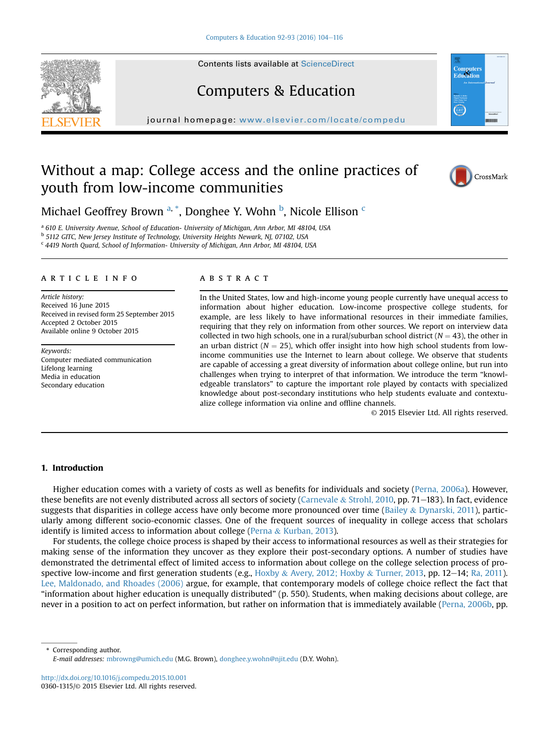# Without a map: College access and the online practices of youth from low-income communities

Michael Geoffrey Brown[a,*], Donghee Y. Wohn[b], Nicole Ellison[c]

[a] 610 E. University Avenue, School of Education- University of Michigan, Ann Arbor, MI 48104, USA
[b] 5112 GITC, New Jersey Institute of Technology, University Heights Newark, NJ, 07102, USA
[c] 4419 North Quard, School of Information- University of Michigan, Ann Arbor, MI 48104, USA

## ARTICLE INFO

*Article history:*
Received 16 June 2015
Received in revised form 25 September 2015
Accepted 2 October 2015
Available online 9 October 2015

*Keywords:*
Computer mediated communication
Lifelong learning
Media in education
Secondary education

## ABSTRACT

In the United States, low and high-income young people currently have unequal access to information about higher education. Low-income prospective college students, for example, are less likely to have informational resources in their immediate families, requiring that they rely on information from other sources. We report on interview data collected in two high schools, one in a rural/suburban school district ($N = 43$), the other in an urban district ($N = 25$), which offer insight into how high school students from low-income communities use the Internet to learn about college. We observe that students are capable of accessing a great diversity of information about college online, but run into challenges when trying to interpret of that information. We introduce the term "knowledgeable translators" to capture the important role played by contacts with specialized knowledge about post-secondary institutions who help students evaluate and contextualize college information via online and offline channels.

© 2015 Elsevier Ltd. All rights reserved.

## 1. Introduction

Higher education comes with a variety of costs as well as benefits for individuals and society (Perna, 2006a). However, these benefits are not evenly distributed across all sectors of society (Carnevale & Strohl, 2010, pp. 71–183). In fact, evidence suggests that disparities in college access have only become more pronounced over time (Bailey & Dynarski, 2011), particularly among different socio-economic classes. One of the frequent sources of inequality in college access that scholars identify is limited access to information about college (Perna & Kurban, 2013).

For students, the college choice process is shaped by their access to informational resources as well as their strategies for making sense of the information they uncover as they explore their post-secondary options. A number of studies have demonstrated the detrimental effect of limited access to information about college on the college selection process of prospective low-income and first generation students (e.g., Hoxby & Avery, 2012; Hoxby & Turner, 2013, pp. 12–14; Ra, 2011). Lee, Maldonado, and Rhoades (2006) argue, for example, that contemporary models of college choice reflect the fact that "information about higher education is unequally distributed" (p. 550). Students, when making decisions about college, are never in a position to act on perfect information, but rather on information that is immediately available (Perna, 2006b, pp.

\* Corresponding author.
*E-mail addresses:* mbrowng@umich.edu (M.G. Brown), donghee.y.wohn@njit.edu (D.Y. Wohn).

http://dx.doi.org/10.1016/j.compedu.2015.10.001
0360-1315/© 2015 Elsevier Ltd. All rights reserved.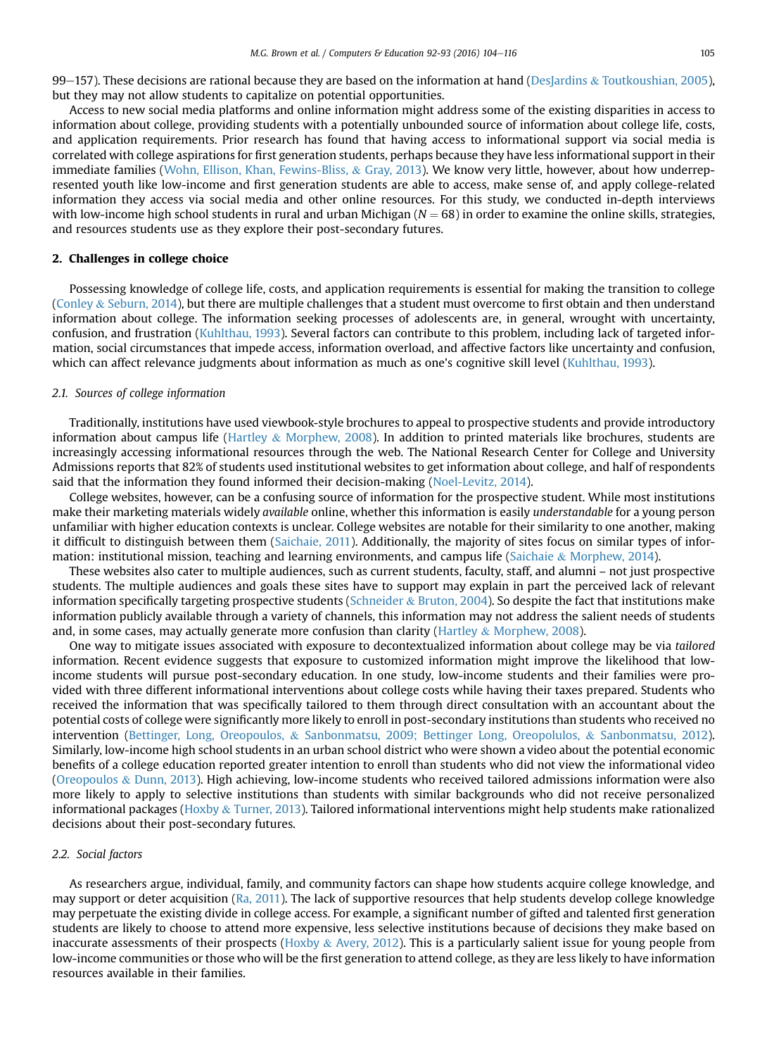99–157). These decisions are rational because they are based on the information at hand (DesJardins & Toutkoushian, 2005), but they may not allow students to capitalize on potential opportunities.

Access to new social media platforms and online information might address some of the existing disparities in access to information about college, providing students with a potentially unbounded source of information about college life, costs, and application requirements. Prior research has found that having access to informational support via social media is correlated with college aspirations for first generation students, perhaps because they have less informational support in their immediate families (Wohn, Ellison, Khan, Fewins-Bliss, & Gray, 2013). We know very little, however, about how underrepresented youth like low-income and first generation students are able to access, make sense of, and apply college-related information they access via social media and other online resources. For this study, we conducted in-depth interviews with low-income high school students in rural and urban Michigan ($N = 68$) in order to examine the online skills, strategies, and resources students use as they explore their post-secondary futures.

## 2. Challenges in college choice

Possessing knowledge of college life, costs, and application requirements is essential for making the transition to college (Conley & Seburn, 2014), but there are multiple challenges that a student must overcome to first obtain and then understand information about college. The information seeking processes of adolescents are, in general, wrought with uncertainty, confusion, and frustration (Kuhlthau, 1993). Several factors can contribute to this problem, including lack of targeted information, social circumstances that impede access, information overload, and affective factors like uncertainty and confusion, which can affect relevance judgments about information as much as one's cognitive skill level (Kuhlthau, 1993).

### 2.1. Sources of college information

Traditionally, institutions have used viewbook-style brochures to appeal to prospective students and provide introductory information about campus life (Hartley & Morphew, 2008). In addition to printed materials like brochures, students are increasingly accessing informational resources through the web. The National Research Center for College and University Admissions reports that 82% of students used institutional websites to get information about college, and half of respondents said that the information they found informed their decision-making (Noel-Levitz, 2014).

College websites, however, can be a confusing source of information for the prospective student. While most institutions make their marketing materials widely *available* online, whether this information is easily *understandable* for a young person unfamiliar with higher education contexts is unclear. College websites are notable for their similarity to one another, making it difficult to distinguish between them (Saichaie, 2011). Additionally, the majority of sites focus on similar types of information: institutional mission, teaching and learning environments, and campus life (Saichaie & Morphew, 2014).

These websites also cater to multiple audiences, such as current students, faculty, staff, and alumni – not just prospective students. The multiple audiences and goals these sites have to support may explain in part the perceived lack of relevant information specifically targeting prospective students (Schneider & Bruton, 2004). So despite the fact that institutions make information publicly available through a variety of channels, this information may not address the salient needs of students and, in some cases, may actually generate more confusion than clarity (Hartley & Morphew, 2008).

One way to mitigate issues associated with exposure to decontextualized information about college may be via *tailored* information. Recent evidence suggests that exposure to customized information might improve the likelihood that low-income students will pursue post-secondary education. In one study, low-income students and their families were provided with three different informational interventions about college costs while having their taxes prepared. Students who received the information that was specifically tailored to them through direct consultation with an accountant about the potential costs of college were significantly more likely to enroll in post-secondary institutions than students who received no intervention (Bettinger, Long, Oreopoulos, & Sanbonmatsu, 2009; Bettinger Long, Oreopolulos, & Sanbonmatsu, 2012). Similarly, low-income high school students in an urban school district who were shown a video about the potential economic benefits of a college education reported greater intention to enroll than students who did not view the informational video (Oreopoulos & Dunn, 2013). High achieving, low-income students who received tailored admissions information were also more likely to apply to selective institutions than students with similar backgrounds who did not receive personalized informational packages (Hoxby & Turner, 2013). Tailored informational interventions might help students make rationalized decisions about their post-secondary futures.

### 2.2. Social factors

As researchers argue, individual, family, and community factors can shape how students acquire college knowledge, and may support or deter acquisition (Ra, 2011). The lack of supportive resources that help students develop college knowledge may perpetuate the existing divide in college access. For example, a significant number of gifted and talented first generation students are likely to choose to attend more expensive, less selective institutions because of decisions they make based on inaccurate assessments of their prospects (Hoxby & Avery, 2012). This is a particularly salient issue for young people from low-income communities or those who will be the first generation to attend college, as they are less likely to have information resources available in their families.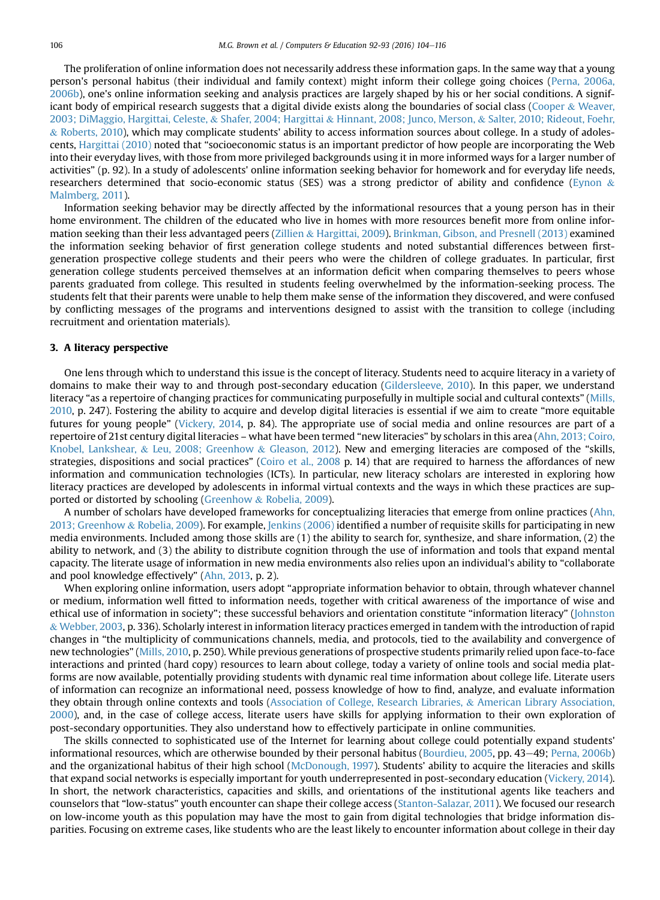The proliferation of online information does not necessarily address these information gaps. In the same way that a young person's personal habitus (their individual and family context) might inform their college going choices (Perna, 2006a, 2006b), one's online information seeking and analysis practices are largely shaped by his or her social conditions. A significant body of empirical research suggests that a digital divide exists along the boundaries of social class (Cooper & Weaver, 2003; DiMaggio, Hargittai, Celeste, & Shafer, 2004; Hargittai & Hinnant, 2008; Junco, Merson, & Salter, 2010; Rideout, Foehr, & Roberts, 2010), which may complicate students' ability to access information sources about college. In a study of adolescents, Hargittai (2010) noted that "socioeconomic status is an important predictor of how people are incorporating the Web into their everyday lives, with those from more privileged backgrounds using it in more informed ways for a larger number of activities" (p. 92). In a study of adolescents' online information seeking behavior for homework and for everyday life needs, researchers determined that socio-economic status (SES) was a strong predictor of ability and confidence (Eynon & Malmberg, 2011).

Information seeking behavior may be directly affected by the informational resources that a young person has in their home environment. The children of the educated who live in homes with more resources benefit more from online information seeking than their less advantaged peers (Zillien & Hargittai, 2009). Brinkman, Gibson, and Presnell (2013) examined the information seeking behavior of first generation college students and noted substantial differences between first-generation prospective college students and their peers who were the children of college graduates. In particular, first generation college students perceived themselves at an information deficit when comparing themselves to peers whose parents graduated from college. This resulted in students feeling overwhelmed by the information-seeking process. The students felt that their parents were unable to help them make sense of the information they discovered, and were confused by conflicting messages of the programs and interventions designed to assist with the transition to college (including recruitment and orientation materials).

## 3. A literacy perspective

One lens through which to understand this issue is the concept of literacy. Students need to acquire literacy in a variety of domains to make their way to and through post-secondary education (Gildersleeve, 2010). In this paper, we understand literacy "as a repertoire of changing practices for communicating purposefully in multiple social and cultural contexts" (Mills, 2010, p. 247). Fostering the ability to acquire and develop digital literacies is essential if we aim to create "more equitable futures for young people" (Vickery, 2014, p. 84). The appropriate use of social media and online resources are part of a repertoire of 21st century digital literacies – what have been termed "new literacies" by scholars in this area (Ahn, 2013; Coiro, Knobel, Lankshear, & Leu, 2008; Greenhow & Gleason, 2012). New and emerging literacies are composed of the "skills, strategies, dispositions and social practices" (Coiro et al., 2008 p. 14) that are required to harness the affordances of new information and communication technologies (ICTs). In particular, new literacy scholars are interested in exploring how literacy practices are developed by adolescents in informal virtual contexts and the ways in which these practices are supported or distorted by schooling (Greenhow & Robelia, 2009).

A number of scholars have developed frameworks for conceptualizing literacies that emerge from online practices (Ahn, 2013; Greenhow & Robelia, 2009). For example, Jenkins (2006) identified a number of requisite skills for participating in new media environments. Included among those skills are (1) the ability to search for, synthesize, and share information, (2) the ability to network, and (3) the ability to distribute cognition through the use of information and tools that expand mental capacity. The literate usage of information in new media environments also relies upon an individual's ability to "collaborate and pool knowledge effectively" (Ahn, 2013, p. 2).

When exploring online information, users adopt "appropriate information behavior to obtain, through whatever channel or medium, information well fitted to information needs, together with critical awareness of the importance of wise and ethical use of information in society"; these successful behaviors and orientation constitute "information literacy" (Johnston & Webber, 2003, p. 336). Scholarly interest in information literacy practices emerged in tandem with the introduction of rapid changes in "the multiplicity of communications channels, media, and protocols, tied to the availability and convergence of new technologies" (Mills, 2010, p. 250). While previous generations of prospective students primarily relied upon face-to-face interactions and printed (hard copy) resources to learn about college, today a variety of online tools and social media platforms are now available, potentially providing students with dynamic real time information about college life. Literate users of information can recognize an informational need, possess knowledge of how to find, analyze, and evaluate information they obtain through online contexts and tools (Association of College, Research Libraries, & American Library Association, 2000), and, in the case of college access, literate users have skills for applying information to their own exploration of post-secondary opportunities. They also understand how to effectively participate in online communities.

The skills connected to sophisticated use of the Internet for learning about college could potentially expand students' informational resources, which are otherwise bounded by their personal habitus (Bourdieu, 2005, pp. 43–49; Perna, 2006b) and the organizational habitus of their high school (McDonough, 1997). Students' ability to acquire the literacies and skills that expand social networks is especially important for youth underrepresented in post-secondary education (Vickery, 2014). In short, the network characteristics, capacities and skills, and orientations of the institutional agents like teachers and counselors that "low-status" youth encounter can shape their college access (Stanton-Salazar, 2011). We focused our research on low-income youth as this population may have the most to gain from digital technologies that bridge information disparities. Focusing on extreme cases, like students who are the least likely to encounter information about college in their day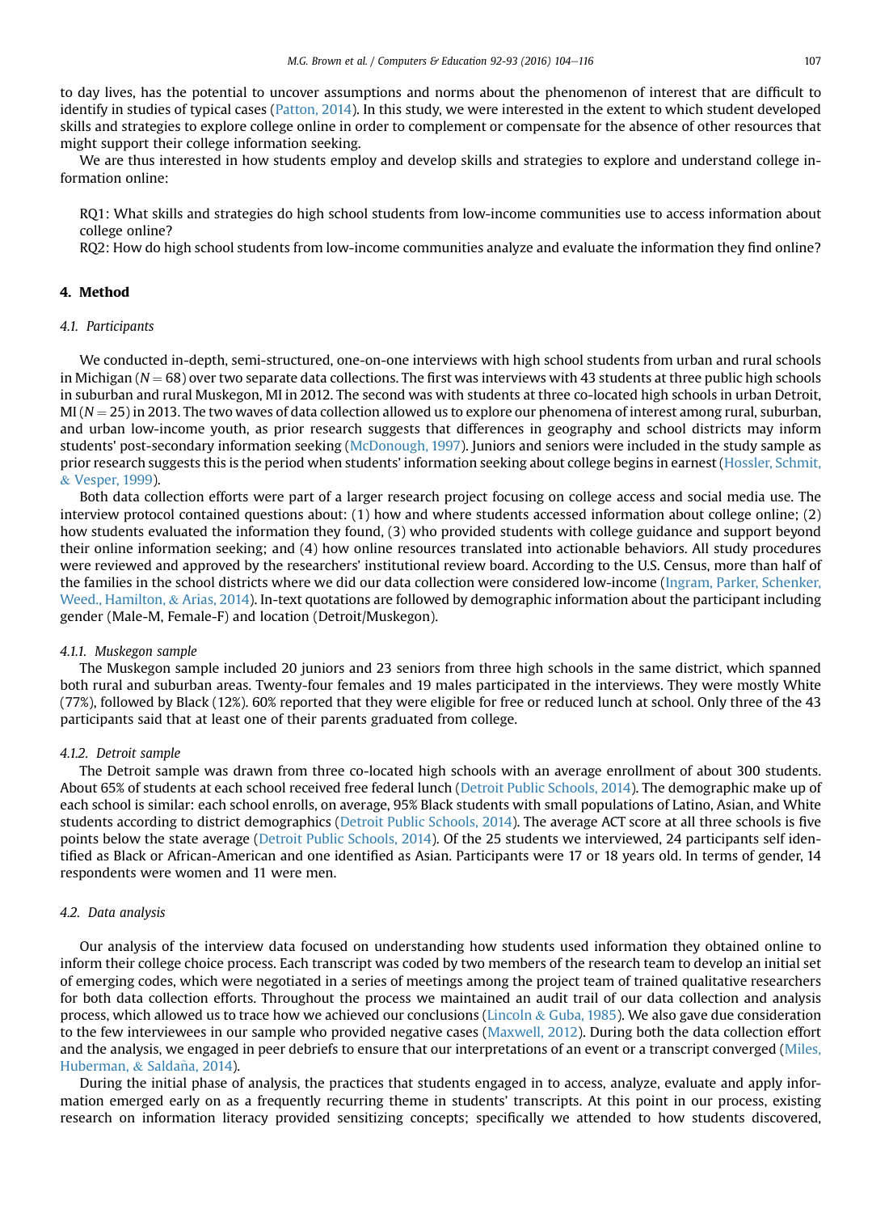to day lives, has the potential to uncover assumptions and norms about the phenomenon of interest that are difficult to identify in studies of typical cases (Patton, 2014). In this study, we were interested in the extent to which student developed skills and strategies to explore college online in order to complement or compensate for the absence of other resources that might support their college information seeking.

We are thus interested in how students employ and develop skills and strategies to explore and understand college information online:

> RQ1: What skills and strategies do high school students from low-income communities use to access information about college online?
>
> RQ2: How do high school students from low-income communities analyze and evaluate the information they find online?

## 4. Method

### 4.1. Participants

We conducted in-depth, semi-structured, one-on-one interviews with high school students from urban and rural schools in Michigan ($N = 68$) over two separate data collections. The first was interviews with 43 students at three public high schools in suburban and rural Muskegon, MI in 2012. The second was with students at three co-located high schools in urban Detroit, MI ($N = 25$) in 2013. The two waves of data collection allowed us to explore our phenomena of interest among rural, suburban, and urban low-income youth, as prior research suggests that differences in geography and school districts may inform students' post-secondary information seeking (McDonough, 1997). Juniors and seniors were included in the study sample as prior research suggests this is the period when students' information seeking about college begins in earnest (Hossler, Schmit, & Vesper, 1999).

Both data collection efforts were part of a larger research project focusing on college access and social media use. The interview protocol contained questions about: (1) how and where students accessed information about college online; (2) how students evaluated the information they found, (3) who provided students with college guidance and support beyond their online information seeking; and (4) how online resources translated into actionable behaviors. All study procedures were reviewed and approved by the researchers' institutional review board. According to the U.S. Census, more than half of the families in the school districts where we did our data collection were considered low-income (Ingram, Parker, Schenker, Weed., Hamilton, & Arias, 2014). In-text quotations are followed by demographic information about the participant including gender (Male-M, Female-F) and location (Detroit/Muskegon).

#### 4.1.1. Muskegon sample

The Muskegon sample included 20 juniors and 23 seniors from three high schools in the same district, which spanned both rural and suburban areas. Twenty-four females and 19 males participated in the interviews. They were mostly White (77%), followed by Black (12%). 60% reported that they were eligible for free or reduced lunch at school. Only three of the 43 participants said that at least one of their parents graduated from college.

#### 4.1.2. Detroit sample

The Detroit sample was drawn from three co-located high schools with an average enrollment of about 300 students. About 65% of students at each school received free federal lunch (Detroit Public Schools, 2014). The demographic make up of each school is similar: each school enrolls, on average, 95% Black students with small populations of Latino, Asian, and White students according to district demographics (Detroit Public Schools, 2014). The average ACT score at all three schools is five points below the state average (Detroit Public Schools, 2014). Of the 25 students we interviewed, 24 participants self identified as Black or African-American and one identified as Asian. Participants were 17 or 18 years old. In terms of gender, 14 respondents were women and 11 were men.

### 4.2. Data analysis

Our analysis of the interview data focused on understanding how students used information they obtained online to inform their college choice process. Each transcript was coded by two members of the research team to develop an initial set of emerging codes, which were negotiated in a series of meetings among the project team of trained qualitative researchers for both data collection efforts. Throughout the process we maintained an audit trail of our data collection and analysis process, which allowed us to trace how we achieved our conclusions (Lincoln & Guba, 1985). We also gave due consideration to the few interviewees in our sample who provided negative cases (Maxwell, 2012). During both the data collection effort and the analysis, we engaged in peer debriefs to ensure that our interpretations of an event or a transcript converged (Miles, Huberman, & Saldaña, 2014).

During the initial phase of analysis, the practices that students engaged in to access, analyze, evaluate and apply information emerged early on as a frequently recurring theme in students' transcripts. At this point in our process, existing research on information literacy provided sensitizing concepts; specifically we attended to how students discovered,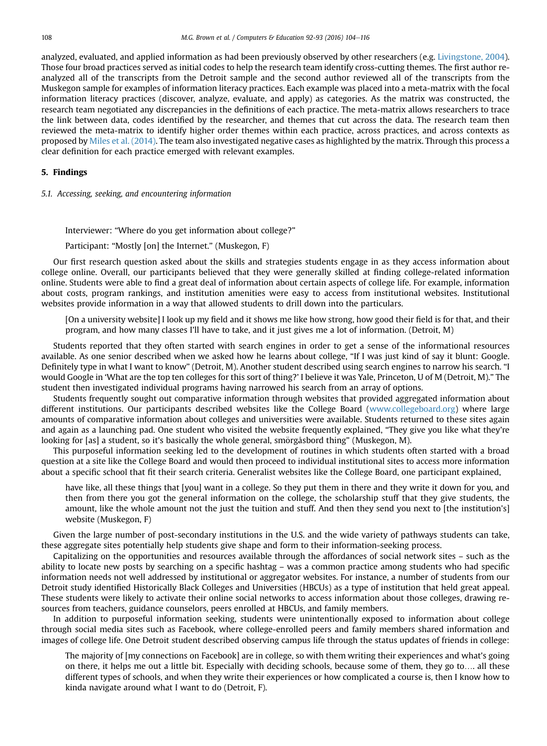analyzed, evaluated, and applied information as had been previously observed by other researchers (e.g. Livingstone, 2004). Those four broad practices served as initial codes to help the research team identify cross-cutting themes. The first author re-analyzed all of the transcripts from the Detroit sample and the second author reviewed all of the transcripts from the Muskegon sample for examples of information literacy practices. Each example was placed into a meta-matrix with the focal information literacy practices (discover, analyze, evaluate, and apply) as categories. As the matrix was constructed, the research team negotiated any discrepancies in the definitions of each practice. The meta-matrix allows researchers to trace the link between data, codes identified by the researcher, and themes that cut across the data. The research team then reviewed the meta-matrix to identify higher order themes within each practice, across practices, and across contexts as proposed by Miles et al. (2014). The team also investigated negative cases as highlighted by the matrix. Through this process a clear definition for each practice emerged with relevant examples.

## 5. Findings

### *5.1. Accessing, seeking, and encountering information*

> Interviewer: "Where do you get information about college?"
>
> Participant: "Mostly [on] the Internet." (Muskegon, F)

Our first research question asked about the skills and strategies students engage in as they access information about college online. Overall, our participants believed that they were generally skilled at finding college-related information online. Students were able to find a great deal of information about certain aspects of college life. For example, information about costs, program rankings, and institution amenities were easy to access from institutional websites. Institutional websites provide information in a way that allowed students to drill down into the particulars.

> [On a university website] I look up my field and it shows me like how strong, how good their field is for that, and their program, and how many classes I'll have to take, and it just gives me a lot of information. (Detroit, M)

Students reported that they often started with search engines in order to get a sense of the informational resources available. As one senior described when we asked how he learns about college, "If I was just kind of say it blunt: Google. Definitely type in what I want to know" (Detroit, M). Another student described using search engines to narrow his search. "I would Google in 'What are the top ten colleges for this sort of thing?' I believe it was Yale, Princeton, U of M (Detroit, M)." The student then investigated individual programs having narrowed his search from an array of options.

Students frequently sought out comparative information through websites that provided aggregated information about different institutions. Our participants described websites like the College Board (www.collegeboard.org) where large amounts of comparative information about colleges and universities were available. Students returned to these sites again and again as a launching pad. One student who visited the website frequently explained, "They give you like what they're looking for [as] a student, so it's basically the whole general, smörgåsbord thing" (Muskegon, M).

This purposeful information seeking led to the development of routines in which students often started with a broad question at a site like the College Board and would then proceed to individual institutional sites to access more information about a specific school that fit their search criteria. Generalist websites like the College Board, one participant explained,

> have like, all these things that [you] want in a college. So they put them in there and they write it down for you, and then from there you got the general information on the college, the scholarship stuff that they give students, the amount, like the whole amount not the just the tuition and stuff. And then they send you next to [the institution's] website (Muskegon, F)

Given the large number of post-secondary institutions in the U.S. and the wide variety of pathways students can take, these aggregate sites potentially help students give shape and form to their information-seeking process.

Capitalizing on the opportunities and resources available through the affordances of social network sites – such as the ability to locate new posts by searching on a specific hashtag – was a common practice among students who had specific information needs not well addressed by institutional or aggregator websites. For instance, a number of students from our Detroit study identified Historically Black Colleges and Universities (HBCUs) as a type of institution that held great appeal. These students were likely to activate their online social networks to access information about those colleges, drawing resources from teachers, guidance counselors, peers enrolled at HBCUs, and family members.

In addition to purposeful information seeking, students were unintentionally exposed to information about college through social media sites such as Facebook, where college-enrolled peers and family members shared information and images of college life. One Detroit student described observing campus life through the status updates of friends in college:

> The majority of [my connections on Facebook] are in college, so with them writing their experiences and what's going on there, it helps me out a little bit. Especially with deciding schools, because some of them, they go to…. all these different types of schools, and when they write their experiences or how complicated a course is, then I know how to kinda navigate around what I want to do (Detroit, F).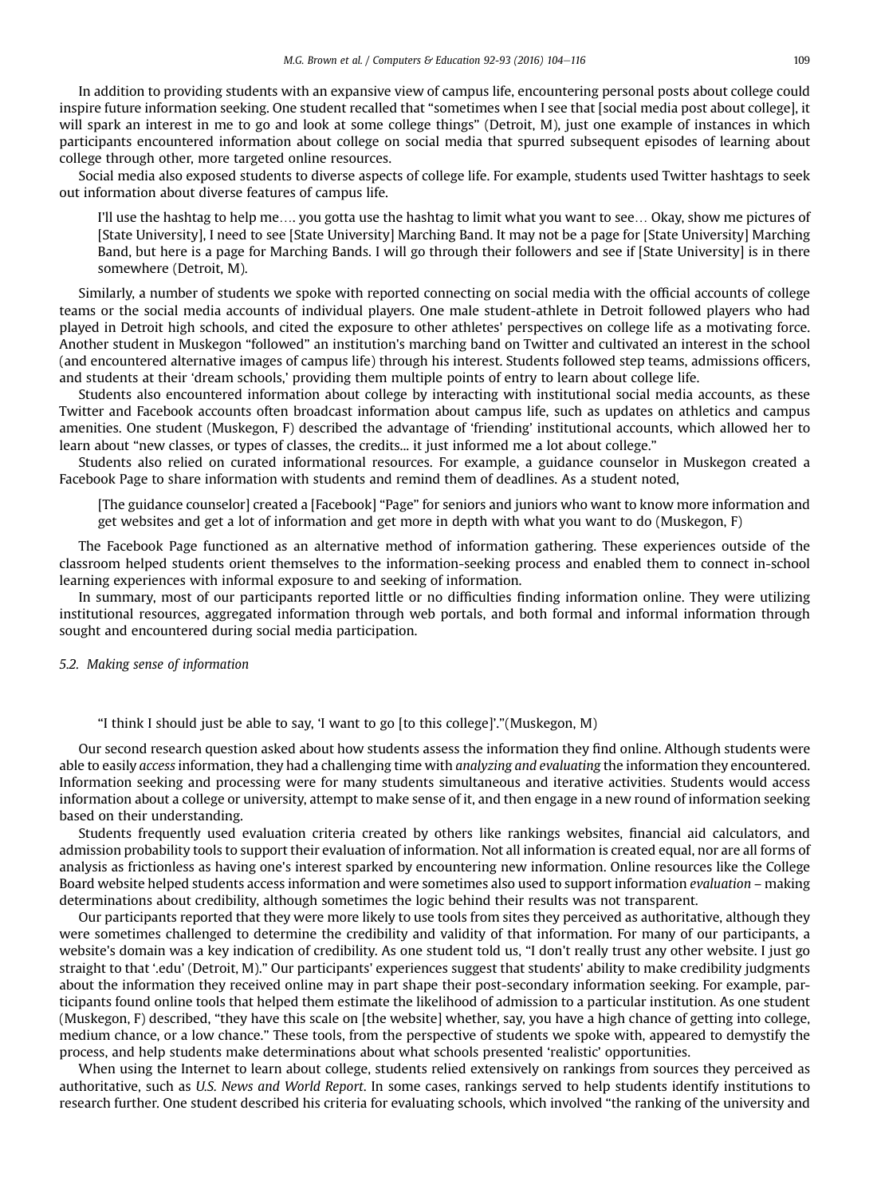In addition to providing students with an expansive view of campus life, encountering personal posts about college could inspire future information seeking. One student recalled that "sometimes when I see that [social media post about college], it will spark an interest in me to go and look at some college things" (Detroit, M), just one example of instances in which participants encountered information about college on social media that spurred subsequent episodes of learning about college through other, more targeted online resources.

Social media also exposed students to diverse aspects of college life. For example, students used Twitter hashtags to seek out information about diverse features of campus life.

> I'll use the hashtag to help me…. you gotta use the hashtag to limit what you want to see… Okay, show me pictures of [State University], I need to see [State University] Marching Band. It may not be a page for [State University] Marching Band, but here is a page for Marching Bands. I will go through their followers and see if [State University] is in there somewhere (Detroit, M).

Similarly, a number of students we spoke with reported connecting on social media with the official accounts of college teams or the social media accounts of individual players. One male student-athlete in Detroit followed players who had played in Detroit high schools, and cited the exposure to other athletes' perspectives on college life as a motivating force. Another student in Muskegon "followed" an institution's marching band on Twitter and cultivated an interest in the school (and encountered alternative images of campus life) through his interest. Students followed step teams, admissions officers, and students at their 'dream schools,' providing them multiple points of entry to learn about college life.

Students also encountered information about college by interacting with institutional social media accounts, as these Twitter and Facebook accounts often broadcast information about campus life, such as updates on athletics and campus amenities. One student (Muskegon, F) described the advantage of 'friending' institutional accounts, which allowed her to learn about "new classes, or types of classes, the credits… it just informed me a lot about college."

Students also relied on curated informational resources. For example, a guidance counselor in Muskegon created a Facebook Page to share information with students and remind them of deadlines. As a student noted,

> [The guidance counselor] created a [Facebook] "Page" for seniors and juniors who want to know more information and get websites and get a lot of information and get more in depth with what you want to do (Muskegon, F)

The Facebook Page functioned as an alternative method of information gathering. These experiences outside of the classroom helped students orient themselves to the information-seeking process and enabled them to connect in-school learning experiences with informal exposure to and seeking of information.

In summary, most of our participants reported little or no difficulties finding information online. They were utilizing institutional resources, aggregated information through web portals, and both formal and informal information through sought and encountered during social media participation.

### 5.2. Making sense of information

> "I think I should just be able to say, 'I want to go [to this college]'."(Muskegon, M)

Our second research question asked about how students assess the information they find online. Although students were able to easily *access* information, they had a challenging time with *analyzing and evaluating* the information they encountered. Information seeking and processing were for many students simultaneous and iterative activities. Students would access information about a college or university, attempt to make sense of it, and then engage in a new round of information seeking based on their understanding.

Students frequently used evaluation criteria created by others like rankings websites, financial aid calculators, and admission probability tools to support their evaluation of information. Not all information is created equal, nor are all forms of analysis as frictionless as having one's interest sparked by encountering new information. Online resources like the College Board website helped students access information and were sometimes also used to support information *evaluation* – making determinations about credibility, although sometimes the logic behind their results was not transparent.

Our participants reported that they were more likely to use tools from sites they perceived as authoritative, although they were sometimes challenged to determine the credibility and validity of that information. For many of our participants, a website's domain was a key indication of credibility. As one student told us, "I don't really trust any other website. I just go straight to that '.edu' (Detroit, M)." Our participants' experiences suggest that students' ability to make credibility judgments about the information they received online may in part shape their post-secondary information seeking. For example, participants found online tools that helped them estimate the likelihood of admission to a particular institution. As one student (Muskegon, F) described, "they have this scale on [the website] whether, say, you have a high chance of getting into college, medium chance, or a low chance." These tools, from the perspective of students we spoke with, appeared to demystify the process, and help students make determinations about what schools presented 'realistic' opportunities.

When using the Internet to learn about college, students relied extensively on rankings from sources they perceived as authoritative, such as *U.S. News and World Report*. In some cases, rankings served to help students identify institutions to research further. One student described his criteria for evaluating schools, which involved "the ranking of the university and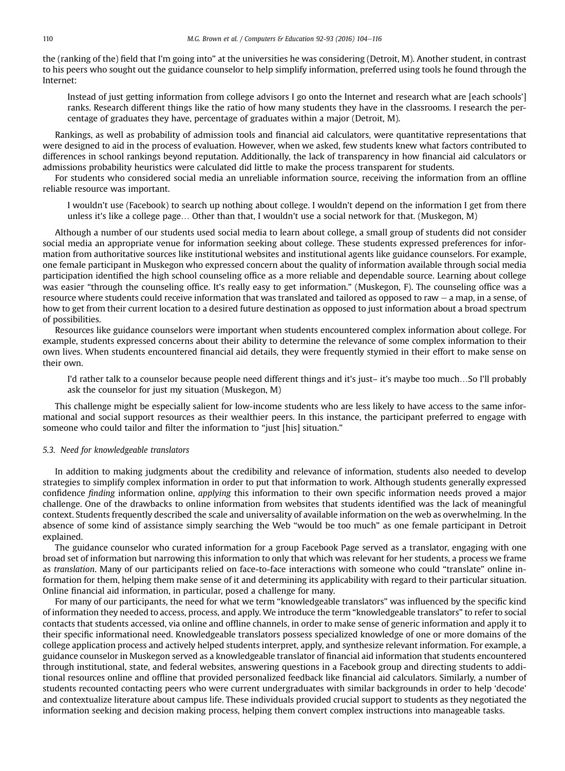the (ranking of the) field that I'm going into" at the universities he was considering (Detroit, M). Another student, in contrast to his peers who sought out the guidance counselor to help simplify information, preferred using tools he found through the Internet:

> Instead of just getting information from college advisors I go onto the Internet and research what are [each schools'] ranks. Research different things like the ratio of how many students they have in the classrooms. I research the percentage of graduates they have, percentage of graduates within a major (Detroit, M).

Rankings, as well as probability of admission tools and financial aid calculators, were quantitative representations that were designed to aid in the process of evaluation. However, when we asked, few students knew what factors contributed to differences in school rankings beyond reputation. Additionally, the lack of transparency in how financial aid calculators or admissions probability heuristics were calculated did little to make the process transparent for students.

For students who considered social media an unreliable information source, receiving the information from an offline reliable resource was important.

> I wouldn't use (Facebook) to search up nothing about college. I wouldn't depend on the information I get from there unless it's like a college page… Other than that, I wouldn't use a social network for that. (Muskegon, M)

Although a number of our students used social media to learn about college, a small group of students did not consider social media an appropriate venue for information seeking about college. These students expressed preferences for information from authoritative sources like institutional websites and institutional agents like guidance counselors. For example, one female participant in Muskegon who expressed concern about the quality of information available through social media participation identified the high school counseling office as a more reliable and dependable source. Learning about college was easier "through the counseling office. It's really easy to get information." (Muskegon, F). The counseling office was a resource where students could receive information that was translated and tailored as opposed to raw – a map, in a sense, of how to get from their current location to a desired future destination as opposed to just information about a broad spectrum of possibilities.

Resources like guidance counselors were important when students encountered complex information about college. For example, students expressed concerns about their ability to determine the relevance of some complex information to their own lives. When students encountered financial aid details, they were frequently stymied in their effort to make sense on their own.

> I'd rather talk to a counselor because people need different things and it's just– it's maybe too much…So I'll probably ask the counselor for just my situation (Muskegon, M)

This challenge might be especially salient for low-income students who are less likely to have access to the same informational and social support resources as their wealthier peers. In this instance, the participant preferred to engage with someone who could tailor and filter the information to "just [his] situation."

### 5.3. Need for knowledgeable translators

In addition to making judgments about the credibility and relevance of information, students also needed to develop strategies to simplify complex information in order to put that information to work. Although students generally expressed confidence *finding* information online, *applying* this information to their own specific information needs proved a major challenge. One of the drawbacks to online information from websites that students identified was the lack of meaningful context. Students frequently described the scale and universality of available information on the web as overwhelming. In the absence of some kind of assistance simply searching the Web "would be too much" as one female participant in Detroit explained.

The guidance counselor who curated information for a group Facebook Page served as a translator, engaging with one broad set of information but narrowing this information to only that which was relevant for her students, a process we frame as *translation*. Many of our participants relied on face-to-face interactions with someone who could "translate" online information for them, helping them make sense of it and determining its applicability with regard to their particular situation. Online financial aid information, in particular, posed a challenge for many.

For many of our participants, the need for what we term "knowledgeable translators" was influenced by the specific kind of information they needed to access, process, and apply. We introduce the term "knowledgeable translators" to refer to social contacts that students accessed, via online and offline channels, in order to make sense of generic information and apply it to their specific informational need. Knowledgeable translators possess specialized knowledge of one or more domains of the college application process and actively helped students interpret, apply, and synthesize relevant information. For example, a guidance counselor in Muskegon served as a knowledgeable translator of financial aid information that students encountered through institutional, state, and federal websites, answering questions in a Facebook group and directing students to additional resources online and offline that provided personalized feedback like financial aid calculators. Similarly, a number of students recounted contacting peers who were current undergraduates with similar backgrounds in order to help 'decode' and contextualize literature about campus life. These individuals provided crucial support to students as they negotiated the information seeking and decision making process, helping them convert complex instructions into manageable tasks.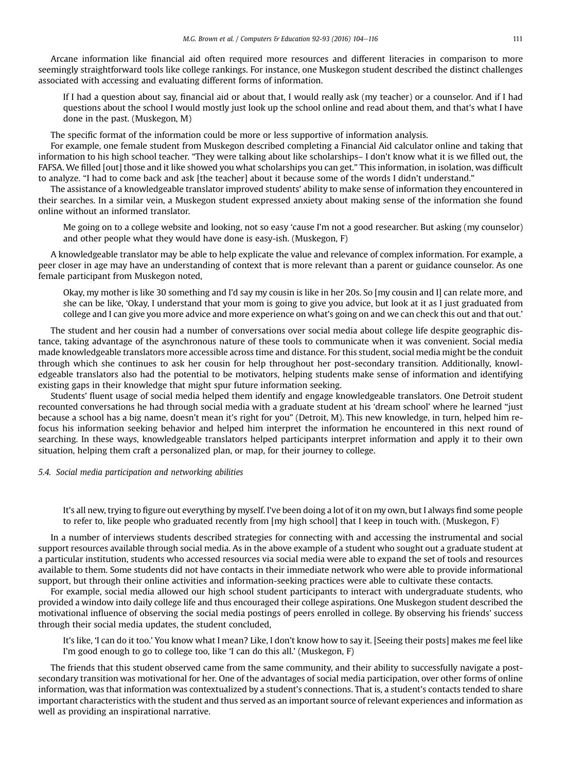Arcane information like financial aid often required more resources and different literacies in comparison to more seemingly straightforward tools like college rankings. For instance, one Muskegon student described the distinct challenges associated with accessing and evaluating different forms of information.

> If I had a question about say, financial aid or about that, I would really ask (my teacher) or a counselor. And if I had questions about the school I would mostly just look up the school online and read about them, and that's what I have done in the past. (Muskegon, M)

The specific format of the information could be more or less supportive of information analysis.

For example, one female student from Muskegon described completing a Financial Aid calculator online and taking that information to his high school teacher. "They were talking about like scholarships– I don't know what it is we filled out, the FAFSA. We filled [out] those and it like showed you what scholarships you can get." This information, in isolation, was difficult to analyze. "I had to come back and ask [the teacher] about it because some of the words I didn't understand."

The assistance of a knowledgeable translator improved students' ability to make sense of information they encountered in their searches. In a similar vein, a Muskegon student expressed anxiety about making sense of the information she found online without an informed translator.

> Me going on to a college website and looking, not so easy 'cause I'm not a good researcher. But asking (my counselor) and other people what they would have done is easy-ish. (Muskegon, F)

A knowledgeable translator may be able to help explicate the value and relevance of complex information. For example, a peer closer in age may have an understanding of context that is more relevant than a parent or guidance counselor. As one female participant from Muskegon noted,

> Okay, my mother is like 30 something and I'd say my cousin is like in her 20s. So [my cousin and I] can relate more, and she can be like, 'Okay, I understand that your mom is going to give you advice, but look at it as I just graduated from college and I can give you more advice and more experience on what's going on and we can check this out and that out.'

The student and her cousin had a number of conversations over social media about college life despite geographic distance, taking advantage of the asynchronous nature of these tools to communicate when it was convenient. Social media made knowledgeable translators more accessible across time and distance. For this student, social media might be the conduit through which she continues to ask her cousin for help throughout her post-secondary transition. Additionally, knowledgeable translators also had the potential to be motivators, helping students make sense of information and identifying existing gaps in their knowledge that might spur future information seeking.

Students' fluent usage of social media helped them identify and engage knowledgeable translators. One Detroit student recounted conversations he had through social media with a graduate student at his 'dream school' where he learned "just because a school has a big name, doesn't mean it's right for you" (Detroit, M). This new knowledge, in turn, helped him refocus his information seeking behavior and helped him interpret the information he encountered in this next round of searching. In these ways, knowledgeable translators helped participants interpret information and apply it to their own situation, helping them craft a personalized plan, or map, for their journey to college.

### 5.4. Social media participation and networking abilities

> It's all new, trying to figure out everything by myself. I've been doing a lot of it on my own, but I always find some people to refer to, like people who graduated recently from [my high school] that I keep in touch with. (Muskegon, F)

In a number of interviews students described strategies for connecting with and accessing the instrumental and social support resources available through social media. As in the above example of a student who sought out a graduate student at a particular institution, students who accessed resources via social media were able to expand the set of tools and resources available to them. Some students did not have contacts in their immediate network who were able to provide informational support, but through their online activities and information-seeking practices were able to cultivate these contacts.

For example, social media allowed our high school student participants to interact with undergraduate students, who provided a window into daily college life and thus encouraged their college aspirations. One Muskegon student described the motivational influence of observing the social media postings of peers enrolled in college. By observing his friends' success through their social media updates, the student concluded,

> It's like, 'I can do it too.' You know what I mean? Like, I don't know how to say it. [Seeing their posts] makes me feel like I'm good enough to go to college too, like 'I can do this all.' (Muskegon, F)

The friends that this student observed came from the same community, and their ability to successfully navigate a post-secondary transition was motivational for her. One of the advantages of social media participation, over other forms of online information, was that information was contextualized by a student's connections. That is, a student's contacts tended to share important characteristics with the student and thus served as an important source of relevant experiences and information as well as providing an inspirational narrative.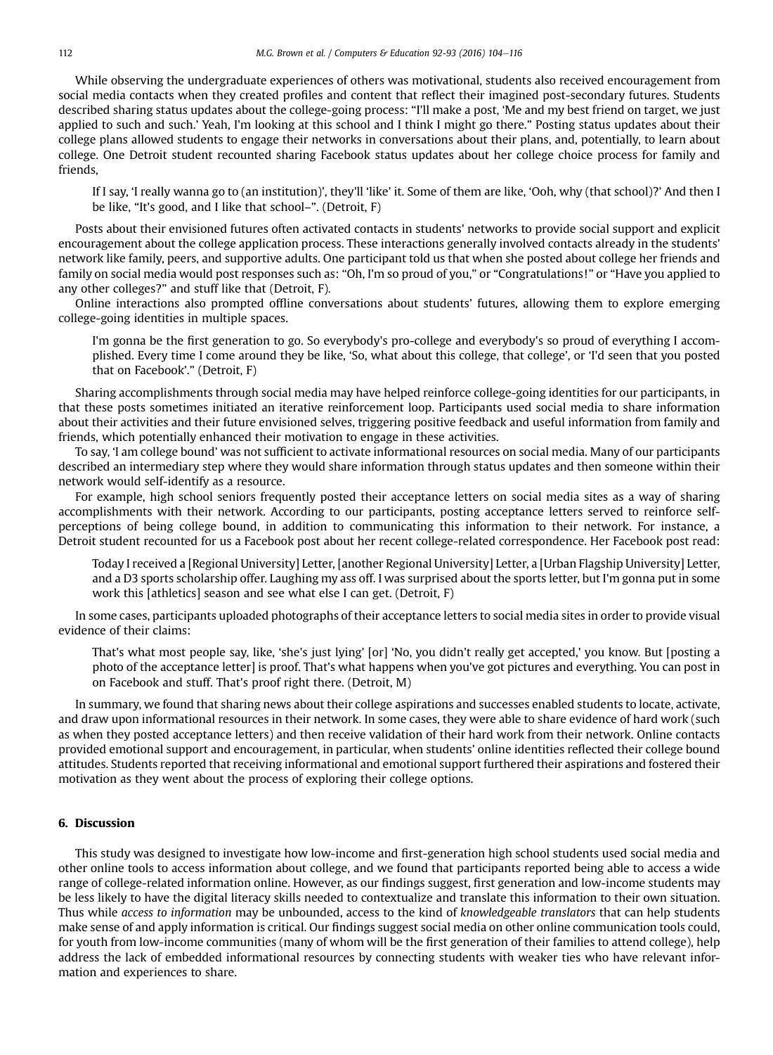While observing the undergraduate experiences of others was motivational, students also received encouragement from social media contacts when they created profiles and content that reflect their imagined post-secondary futures. Students described sharing status updates about the college-going process: "I'll make a post, 'Me and my best friend on target, we just applied to such and such.' Yeah, I'm looking at this school and I think I might go there." Posting status updates about their college plans allowed students to engage their networks in conversations about their plans, and, potentially, to learn about college. One Detroit student recounted sharing Facebook status updates about her college choice process for family and friends,

> If I say, 'I really wanna go to (an institution)', they'll 'like' it. Some of them are like, 'Ooh, why (that school)?' And then I be like, "It's good, and I like that school–". (Detroit, F)

Posts about their envisioned futures often activated contacts in students' networks to provide social support and explicit encouragement about the college application process. These interactions generally involved contacts already in the students' network like family, peers, and supportive adults. One participant told us that when she posted about college her friends and family on social media would post responses such as: "Oh, I'm so proud of you," or "Congratulations!" or "Have you applied to any other colleges?" and stuff like that (Detroit, F).

Online interactions also prompted offline conversations about students' futures, allowing them to explore emerging college-going identities in multiple spaces.

> I'm gonna be the first generation to go. So everybody's pro-college and everybody's so proud of everything I accomplished. Every time I come around they be like, 'So, what about this college, that college', or 'I'd seen that you posted that on Facebook'." (Detroit, F)

Sharing accomplishments through social media may have helped reinforce college-going identities for our participants, in that these posts sometimes initiated an iterative reinforcement loop. Participants used social media to share information about their activities and their future envisioned selves, triggering positive feedback and useful information from family and friends, which potentially enhanced their motivation to engage in these activities.

To say, 'I am college bound' was not sufficient to activate informational resources on social media. Many of our participants described an intermediary step where they would share information through status updates and then someone within their network would self-identify as a resource.

For example, high school seniors frequently posted their acceptance letters on social media sites as a way of sharing accomplishments with their network. According to our participants, posting acceptance letters served to reinforce self-perceptions of being college bound, in addition to communicating this information to their network. For instance, a Detroit student recounted for us a Facebook post about her recent college-related correspondence. Her Facebook post read:

> Today I received a [Regional University] Letter, [another Regional University] Letter, a [Urban Flagship University] Letter, and a D3 sports scholarship offer. Laughing my ass off. I was surprised about the sports letter, but I'm gonna put in some work this [athletics] season and see what else I can get. (Detroit, F)

In some cases, participants uploaded photographs of their acceptance letters to social media sites in order to provide visual evidence of their claims:

> That's what most people say, like, 'she's just lying' [or] 'No, you didn't really get accepted,' you know. But [posting a photo of the acceptance letter] is proof. That's what happens when you've got pictures and everything. You can post in on Facebook and stuff. That's proof right there. (Detroit, M)

In summary, we found that sharing news about their college aspirations and successes enabled students to locate, activate, and draw upon informational resources in their network. In some cases, they were able to share evidence of hard work (such as when they posted acceptance letters) and then receive validation of their hard work from their network. Online contacts provided emotional support and encouragement, in particular, when students' online identities reflected their college bound attitudes. Students reported that receiving informational and emotional support furthered their aspirations and fostered their motivation as they went about the process of exploring their college options.

## 6. Discussion

This study was designed to investigate how low-income and first-generation high school students used social media and other online tools to access information about college, and we found that participants reported being able to access a wide range of college-related information online. However, as our findings suggest, first generation and low-income students may be less likely to have the digital literacy skills needed to contextualize and translate this information to their own situation. Thus while *access to information* may be unbounded, access to the kind of *knowledgeable translators* that can help students make sense of and apply information is critical. Our findings suggest social media on other online communication tools could, for youth from low-income communities (many of whom will be the first generation of their families to attend college), help address the lack of embedded informational resources by connecting students with weaker ties who have relevant information and experiences to share.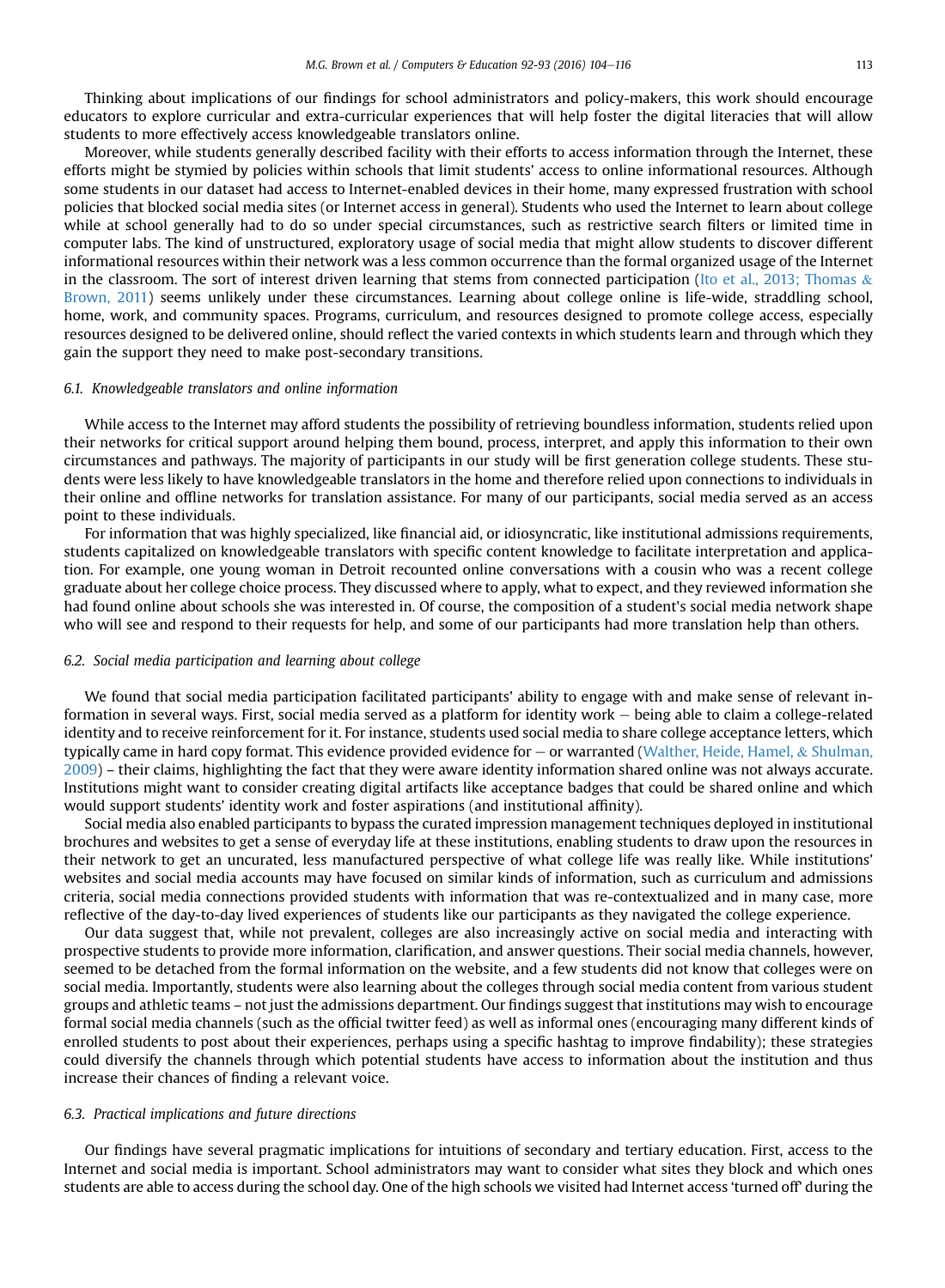Thinking about implications of our findings for school administrators and policy-makers, this work should encourage educators to explore curricular and extra-curricular experiences that will help foster the digital literacies that will allow students to more effectively access knowledgeable translators online.

Moreover, while students generally described facility with their efforts to access information through the Internet, these efforts might be stymied by policies within schools that limit students' access to online informational resources. Although some students in our dataset had access to Internet-enabled devices in their home, many expressed frustration with school policies that blocked social media sites (or Internet access in general). Students who used the Internet to learn about college while at school generally had to do so under special circumstances, such as restrictive search filters or limited time in computer labs. The kind of unstructured, exploratory usage of social media that might allow students to discover different informational resources within their network was a less common occurrence than the formal organized usage of the Internet in the classroom. The sort of interest driven learning that stems from connected participation (Ito et al., 2013; Thomas & Brown, 2011) seems unlikely under these circumstances. Learning about college online is life-wide, straddling school, home, work, and community spaces. Programs, curriculum, and resources designed to promote college access, especially resources designed to be delivered online, should reflect the varied contexts in which students learn and through which they gain the support they need to make post-secondary transitions.

### 6.1. Knowledgeable translators and online information

While access to the Internet may afford students the possibility of retrieving boundless information, students relied upon their networks for critical support around helping them bound, process, interpret, and apply this information to their own circumstances and pathways. The majority of participants in our study will be first generation college students. These students were less likely to have knowledgeable translators in the home and therefore relied upon connections to individuals in their online and offline networks for translation assistance. For many of our participants, social media served as an access point to these individuals.

For information that was highly specialized, like financial aid, or idiosyncratic, like institutional admissions requirements, students capitalized on knowledgeable translators with specific content knowledge to facilitate interpretation and application. For example, one young woman in Detroit recounted online conversations with a cousin who was a recent college graduate about her college choice process. They discussed where to apply, what to expect, and they reviewed information she had found online about schools she was interested in. Of course, the composition of a student's social media network shape who will see and respond to their requests for help, and some of our participants had more translation help than others.

### 6.2. Social media participation and learning about college

We found that social media participation facilitated participants' ability to engage with and make sense of relevant information in several ways. First, social media served as a platform for identity work — being able to claim a college-related identity and to receive reinforcement for it. For instance, students used social media to share college acceptance letters, which typically came in hard copy format. This evidence provided evidence for — or warranted (Walther, Heide, Hamel, & Shulman, 2009) – their claims, highlighting the fact that they were aware identity information shared online was not always accurate. Institutions might want to consider creating digital artifacts like acceptance badges that could be shared online and which would support students' identity work and foster aspirations (and institutional affinity).

Social media also enabled participants to bypass the curated impression management techniques deployed in institutional brochures and websites to get a sense of everyday life at these institutions, enabling students to draw upon the resources in their network to get an uncurated, less manufactured perspective of what college life was really like. While institutions' websites and social media accounts may have focused on similar kinds of information, such as curriculum and admissions criteria, social media connections provided students with information that was re-contextualized and in many case, more reflective of the day-to-day lived experiences of students like our participants as they navigated the college experience.

Our data suggest that, while not prevalent, colleges are also increasingly active on social media and interacting with prospective students to provide more information, clarification, and answer questions. Their social media channels, however, seemed to be detached from the formal information on the website, and a few students did not know that colleges were on social media. Importantly, students were also learning about the colleges through social media content from various student groups and athletic teams – not just the admissions department. Our findings suggest that institutions may wish to encourage formal social media channels (such as the official twitter feed) as well as informal ones (encouraging many different kinds of enrolled students to post about their experiences, perhaps using a specific hashtag to improve findability); these strategies could diversify the channels through which potential students have access to information about the institution and thus increase their chances of finding a relevant voice.

### 6.3. Practical implications and future directions

Our findings have several pragmatic implications for intuitions of secondary and tertiary education. First, access to the Internet and social media is important. School administrators may want to consider what sites they block and which ones students are able to access during the school day. One of the high schools we visited had Internet access 'turned off' during the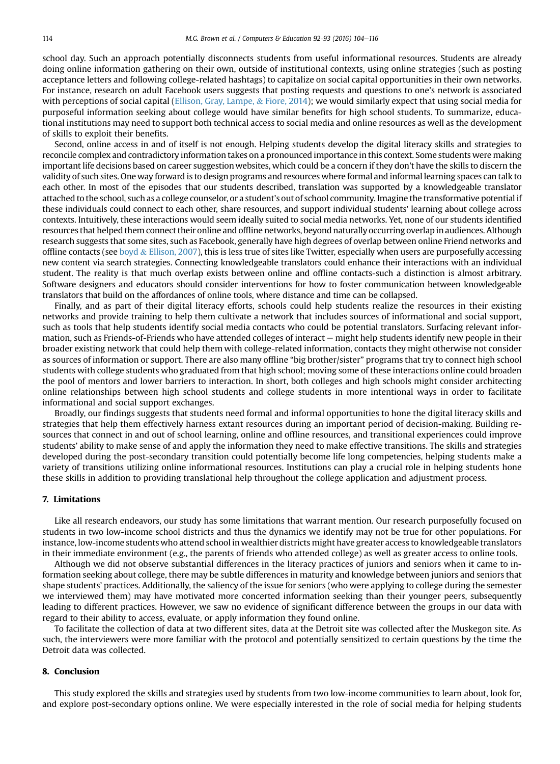school day. Such an approach potentially disconnects students from useful informational resources. Students are already doing online information gathering on their own, outside of institutional contexts, using online strategies (such as posting acceptance letters and following college-related hashtags) to capitalize on social capital opportunities in their own networks. For instance, research on adult Facebook users suggests that posting requests and questions to one's network is associated with perceptions of social capital (Ellison, Gray, Lampe, & Fiore, 2014); we would similarly expect that using social media for purposeful information seeking about college would have similar benefits for high school students. To summarize, educational institutions may need to support both technical access to social media and online resources as well as the development of skills to exploit their benefits.

Second, online access in and of itself is not enough. Helping students develop the digital literacy skills and strategies to reconcile complex and contradictory information takes on a pronounced importance in this context. Some students were making important life decisions based on career suggestion websites, which could be a concern if they don't have the skills to discern the validity of such sites. One way forward is to design programs and resources where formal and informal learning spaces can talk to each other. In most of the episodes that our students described, translation was supported by a knowledgeable translator attached to the school, such as a college counselor, or a student's out of school community. Imagine the transformative potential if these individuals could connect to each other, share resources, and support individual students' learning about college across contexts. Intuitively, these interactions would seem ideally suited to social media networks. Yet, none of our students identified resources that helped them connect their online and offline networks, beyond naturally occurring overlap in audiences. Although research suggests that some sites, such as Facebook, generally have high degrees of overlap between online Friend networks and offline contacts (see boyd & Ellison, 2007), this is less true of sites like Twitter, especially when users are purposefully accessing new content via search strategies. Connecting knowledgeable translators could enhance their interactions with an individual student. The reality is that much overlap exists between online and offline contacts-such a distinction is almost arbitrary. Software designers and educators should consider interventions for how to foster communication between knowledgeable translators that build on the affordances of online tools, where distance and time can be collapsed.

Finally, and as part of their digital literacy efforts, schools could help students realize the resources in their existing networks and provide training to help them cultivate a network that includes sources of informational and social support, such as tools that help students identify social media contacts who could be potential translators. Surfacing relevant information, such as Friends-of-Friends who have attended colleges of interact – might help students identify new people in their broader existing network that could help them with college-related information, contacts they might otherwise not consider as sources of information or support. There are also many offline "big brother/sister" programs that try to connect high school students with college students who graduated from that high school; moving some of these interactions online could broaden the pool of mentors and lower barriers to interaction. In short, both colleges and high schools might consider architecting online relationships between high school students and college students in more intentional ways in order to facilitate informational and social support exchanges.

Broadly, our findings suggests that students need formal and informal opportunities to hone the digital literacy skills and strategies that help them effectively harness extant resources during an important period of decision-making. Building resources that connect in and out of school learning, online and offline resources, and transitional experiences could improve students' ability to make sense of and apply the information they need to make effective transitions. The skills and strategies developed during the post-secondary transition could potentially become life long competencies, helping students make a variety of transitions utilizing online informational resources. Institutions can play a crucial role in helping students hone these skills in addition to providing translational help throughout the college application and adjustment process.

## 7. Limitations

Like all research endeavors, our study has some limitations that warrant mention. Our research purposefully focused on students in two low-income school districts and thus the dynamics we identify may not be true for other populations. For instance, low-income students who attend school in wealthier districts might have greater access to knowledgeable translators in their immediate environment (e.g., the parents of friends who attended college) as well as greater access to online tools.

Although we did not observe substantial differences in the literacy practices of juniors and seniors when it came to information seeking about college, there may be subtle differences in maturity and knowledge between juniors and seniors that shape students' practices. Additionally, the saliency of the issue for seniors (who were applying to college during the semester we interviewed them) may have motivated more concerted information seeking than their younger peers, subsequently leading to different practices. However, we saw no evidence of significant difference between the groups in our data with regard to their ability to access, evaluate, or apply information they found online.

To facilitate the collection of data at two different sites, data at the Detroit site was collected after the Muskegon site. As such, the interviewers were more familiar with the protocol and potentially sensitized to certain questions by the time the Detroit data was collected.

## 8. Conclusion

This study explored the skills and strategies used by students from two low-income communities to learn about, look for, and explore post-secondary options online. We were especially interested in the role of social media for helping students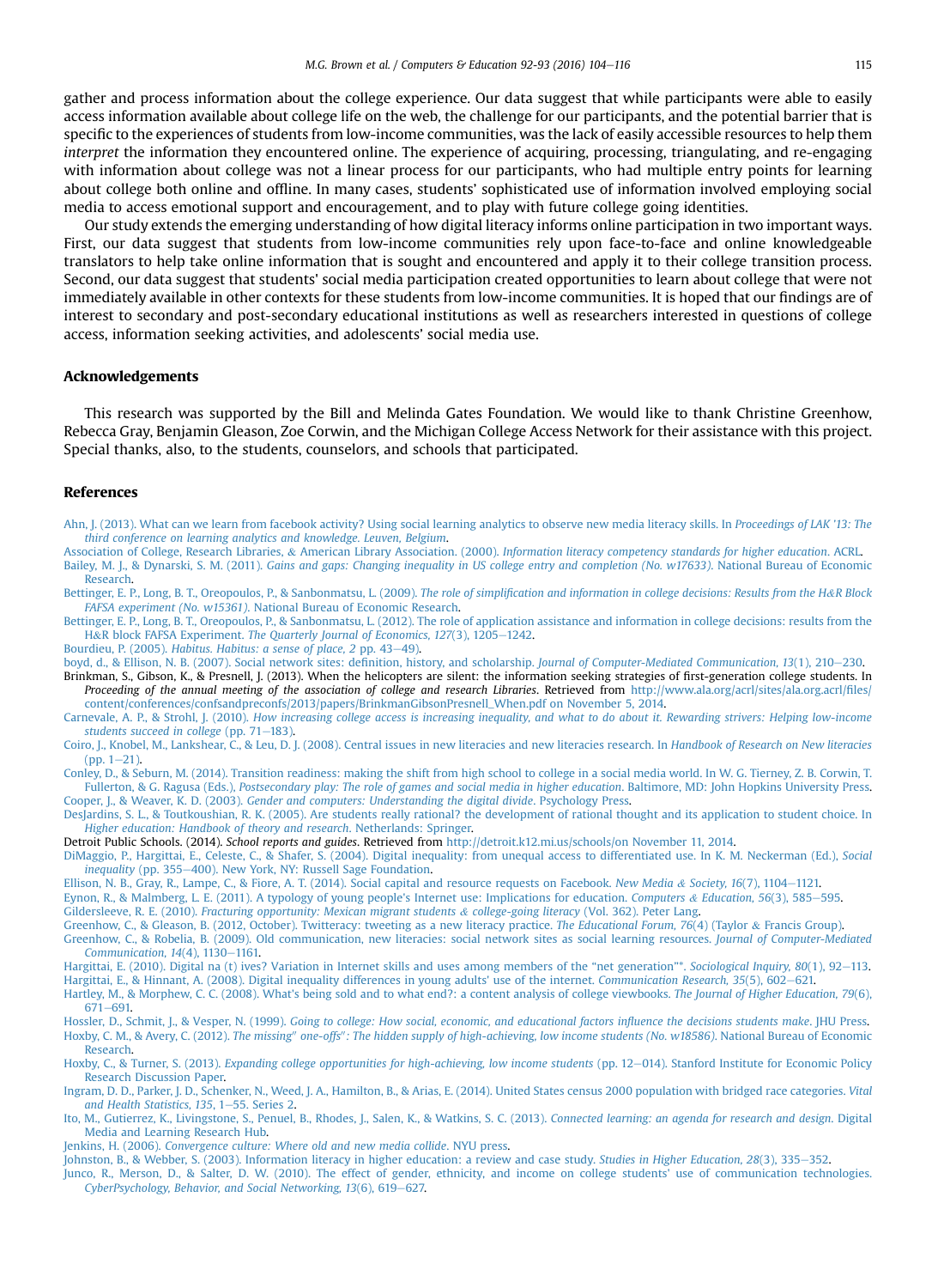gather and process information about the college experience. Our data suggest that while participants were able to easily access information available about college life on the web, the challenge for our participants, and the potential barrier that is specific to the experiences of students from low-income communities, was the lack of easily accessible resources to help them *interpret* the information they encountered online. The experience of acquiring, processing, triangulating, and re-engaging with information about college was not a linear process for our participants, who had multiple entry points for learning about college both online and offline. In many cases, students' sophisticated use of information involved employing social media to access emotional support and encouragement, and to play with future college going identities.

Our study extends the emerging understanding of how digital literacy informs online participation in two important ways. First, our data suggest that students from low-income communities rely upon face-to-face and online knowledgeable translators to help take online information that is sought and encountered and apply it to their college transition process. Second, our data suggest that students' social media participation created opportunities to learn about college that were not immediately available in other contexts for these students from low-income communities. It is hoped that our findings are of interest to secondary and post-secondary educational institutions as well as researchers interested in questions of college access, information seeking activities, and adolescents' social media use.

## Acknowledgements

This research was supported by the Bill and Melinda Gates Foundation. We would like to thank Christine Greenhow, Rebecca Gray, Benjamin Gleason, Zoe Corwin, and the Michigan College Access Network for their assistance with this project. Special thanks, also, to the students, counselors, and schools that participated.

## References

Ahn, J. (2013). What can we learn from facebook activity? Using social learning analytics to observe new media literacy skills. In *Proceedings of LAK '13: The third conference on learning analytics and knowledge. Leuven, Belgium*.

Association of College, Research Libraries, & American Library Association. (2000). *Information literacy competency standards for higher education*. ACRL.

Bailey, M. J., & Dynarski, S. M. (2011). *Gains and gaps: Changing inequality in US college entry and completion (No. w17633)*. National Bureau of Economic Research.

Bettinger, E. P., Long, B. T., Oreopoulos, P., & Sanbonmatsu, L. (2009). *The role of simplification and information in college decisions: Results from the H&R Block FAFSA experiment (No. w15361)*. National Bureau of Economic Research.

Bettinger, E. P., Long, B. T., Oreopoulos, P., & Sanbonmatsu, L. (2012). The role of application assistance and information in college decisions: results from the H&R block FAFSA Experiment. *The Quarterly Journal of Economics, 127*(3), 1205–1242.

Bourdieu, P. (2005). *Habitus. Habitus: a sense of place, 2* pp. 43–49).

boyd, d., & Ellison, N. B. (2007). Social network sites: definition, history, and scholarship. *Journal of Computer-Mediated Communication, 13*(1), 210–230.

Brinkman, S., Gibson, K., & Presnell, J. (2013). When the helicopters are silent: the information seeking strategies of first-generation college students. In *Proceeding of the annual meeting of the association of college and research Libraries*. Retrieved from http://www.ala.org/acrl/sites/ala.org.acrl/files/content/conferences/confsandpreconfs/2013/papers/BrinkmanGibsonPresnell_When.pdf on November 5, 2014.

Carnevale, A. P., & Strohl, J. (2010). *How increasing college access is increasing inequality, and what to do about it. Rewarding strivers: Helping low-income students succeed in college* (pp. 71–183).

Coiro, J., Knobel, M., Lankshear, C., & Leu, D. J. (2008). Central issues in new literacies and new literacies research. In *Handbook of Research on New literacies* (pp. 1–21).

Conley, D., & Seburn, M. (2014). Transition readiness: making the shift from high school to college in a social media world. In W. G. Tierney, Z. B. Corwin, T. Fullerton, & G. Ragusa (Eds.), *Postsecondary play: The role of games and social media in higher education*. Baltimore, MD: John Hopkins University Press.

Cooper, J., & Weaver, K. D. (2003). *Gender and computers: Understanding the digital divide*. Psychology Press.

DesJardins, S. L., & Toutkoushian, R. K. (2005). Are students really rational? the development of rational thought and its application to student choice. In *Higher education: Handbook of theory and research*. Netherlands: Springer.

Detroit Public Schools. (2014). *School reports and guides*. Retrieved from http://detroit.k12.mi.us/schools/on November 11, 2014.

DiMaggio, P., Hargittai, E., Celeste, C., & Shafer, S. (2004). Digital inequality: from unequal access to differentiated use. In K. M. Neckerman (Ed.), *Social inequality* (pp. 355–400). New York, NY: Russell Sage Foundation.

Ellison, N. B., Gray, R., Lampe, C., & Fiore, A. T. (2014). Social capital and resource requests on Facebook. *New Media & Society, 16*(7), 1104–1121.

Eynon, R., & Malmberg, L. E. (2011). A typology of young people's Internet use: Implications for education. *Computers & Education, 56*(3), 585–595.

Gildersleeve, R. E. (2010). *Fracturing opportunity: Mexican migrant students & college-going literacy* (Vol. 362). Peter Lang.

Greenhow, C., & Gleason, B. (2012, October). Twitteracy: tweeting as a new literacy practice. *The Educational Forum, 76*(4) (Taylor & Francis Group).

Greenhow, C., & Robelia, B. (2009). Old communication, new literacies: social network sites as social learning resources. *Journal of Computer-Mediated Communication, 14*(4), 1130–1161.

Hargittai, E. (2010). Digital na (t) ives? Variation in Internet skills and uses among members of the "net generation"*. *Sociological Inquiry, 80*(1), 92–113.

Hargittai, E., & Hinnant, A. (2008). Digital inequality differences in young adults' use of the internet. *Communication Research, 35*(5), 602–621.

Hartley, M., & Morphew, C. C. (2008). What's being sold and to what end?: a content analysis of college viewbooks. *The Journal of Higher Education, 79*(6), 671–691.

Hossler, D., Schmit, J., & Vesper, N. (1999). *Going to college: How social, economic, and educational factors influence the decisions students make*. JHU Press.

Hoxby, C. M., & Avery, C. (2012). *The missing" one-offs": The hidden supply of high-achieving, low income students (No. w18586)*. National Bureau of Economic Research.

Hoxby, C., & Turner, S. (2013). *Expanding college opportunities for high-achieving, low income students* (pp. 12–014). Stanford Institute for Economic Policy Research Discussion Paper.

Ingram, D. D., Parker, J. D., Schenker, N., Weed, J. A., Hamilton, B., & Arias, E. (2014). United States census 2000 population with bridged race categories. *Vital and Health Statistics, 135*, 1–55. Series 2.

Ito, M., Gutierrez, K., Livingstone, S., Penuel, B., Rhodes, J., Salen, K., & Watkins, S. C. (2013). *Connected learning: an agenda for research and design*. Digital Media and Learning Research Hub.

Jenkins, H. (2006). *Convergence culture: Where old and new media collide*. NYU press.

Johnston, B., & Webber, S. (2003). Information literacy in higher education: a review and case study. *Studies in Higher Education, 28*(3), 335–352.

Junco, R., Merson, D., & Salter, D. W. (2010). The effect of gender, ethnicity, and income on college students' use of communication technologies. *CyberPsychology, Behavior, and Social Networking, 13*(6), 619–627.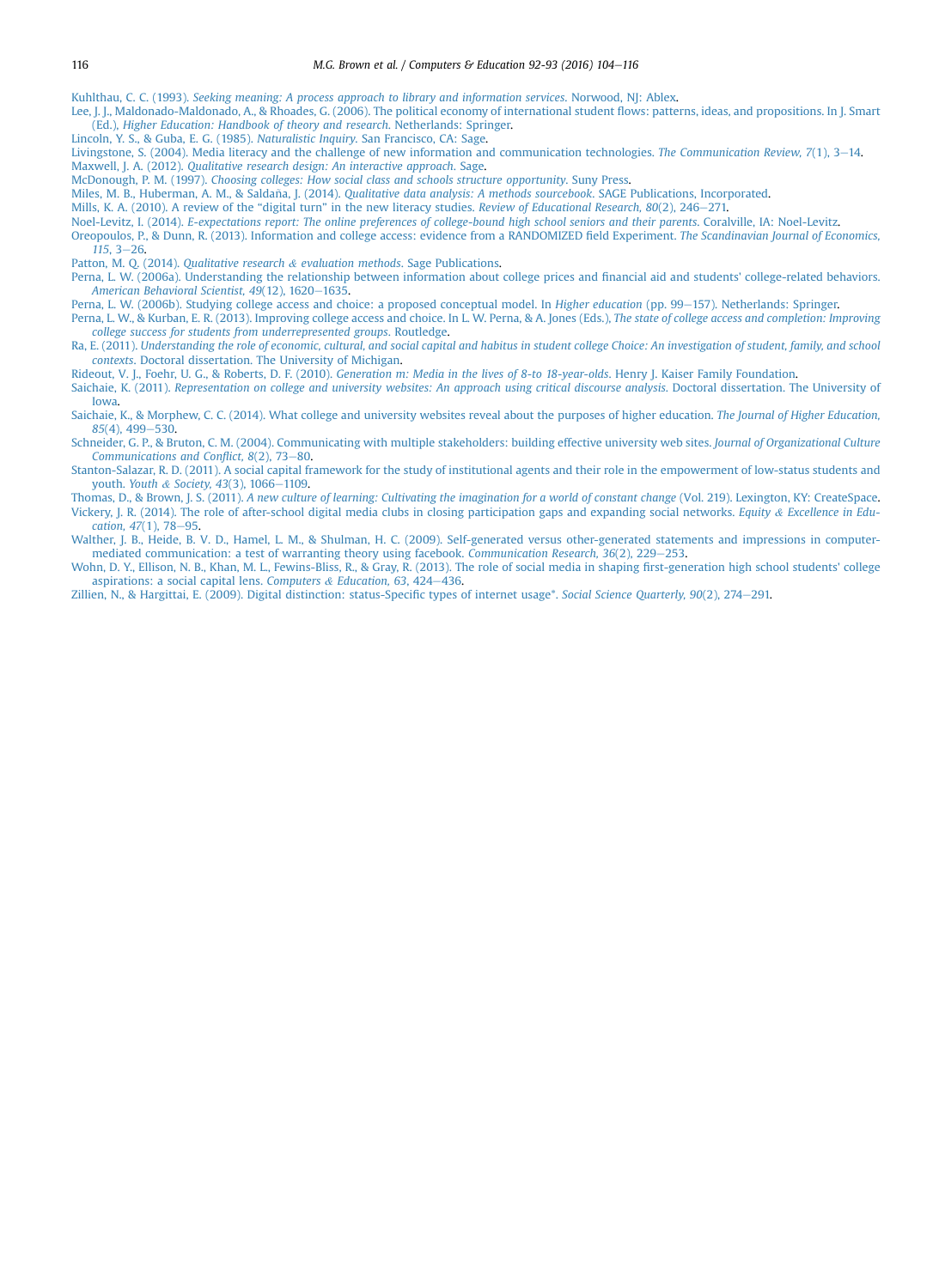Kuhlthau, C. C. (1993). *Seeking meaning: A process approach to library and information services*. Norwood, NJ: Ablex.

Lee, J. J., Maldonado-Maldonado, A., & Rhoades, G. (2006). The political economy of international student flows: patterns, ideas, and propositions. In J. Smart (Ed.), *Higher Education: Handbook of theory and research*. Netherlands: Springer.

Lincoln, Y. S., & Guba, E. G. (1985). *Naturalistic Inquiry*. San Francisco, CA: Sage.

Livingstone, S. (2004). Media literacy and the challenge of new information and communication technologies. *The Communication Review, 7*(1), 3–14.

Maxwell, J. A. (2012). *Qualitative research design: An interactive approach*. Sage.

McDonough, P. M. (1997). *Choosing colleges: How social class and schools structure opportunity*. Suny Press.

Miles, M. B., Huberman, A. M., & Saldaña, J. (2014). *Qualitative data analysis: A methods sourcebook*. SAGE Publications, Incorporated.

Mills, K. A. (2010). A review of the "digital turn" in the new literacy studies. *Review of Educational Research, 80*(2), 246–271.

Noel-Levitz, I. (2014). *E-expectations report: The online preferences of college-bound high school seniors and their parents*. Coralville, IA: Noel-Levitz.

Oreopoulos, P., & Dunn, R. (2013). Information and college access: evidence from a RANDOMIZED field Experiment. *The Scandinavian Journal of Economics, 115*, 3–26.

Patton, M. Q. (2014). *Qualitative research & evaluation methods*. Sage Publications.

Perna, L. W. (2006a). Understanding the relationship between information about college prices and financial aid and students' college-related behaviors. *American Behavioral Scientist, 49*(12), 1620–1635.

Perna, L. W. (2006b). Studying college access and choice: a proposed conceptual model. In *Higher education* (pp. 99–157). Netherlands: Springer.

Perna, L. W., & Kurban, E. R. (2013). Improving college access and choice. In L. W. Perna, & A. Jones (Eds.), *The state of college access and completion: Improving college success for students from underrepresented groups*. Routledge.

Ra, E. (2011). *Understanding the role of economic, cultural, and social capital and habitus in student college Choice: An investigation of student, family, and school contexts*. Doctoral dissertation. The University of Michigan.

Rideout, V. J., Foehr, U. G., & Roberts, D. F. (2010). *Generation m: Media in the lives of 8-to 18-year-olds*. Henry J. Kaiser Family Foundation.

Saichaie, K. (2011). *Representation on college and university websites: An approach using critical discourse analysis*. Doctoral dissertation. The University of Iowa.

Saichaie, K., & Morphew, C. C. (2014). What college and university websites reveal about the purposes of higher education. *The Journal of Higher Education, 85*(4), 499–530.

Schneider, G. P., & Bruton, C. M. (2004). Communicating with multiple stakeholders: building effective university web sites. *Journal of Organizational Culture Communications and Conflict, 8*(2), 73–80.

Stanton-Salazar, R. D. (2011). A social capital framework for the study of institutional agents and their role in the empowerment of low-status students and youth. *Youth & Society, 43*(3), 1066–1109.

Thomas, D., & Brown, J. S. (2011). *A new culture of learning: Cultivating the imagination for a world of constant change* (Vol. 219). Lexington, KY: CreateSpace.

Vickery, J. R. (2014). The role of after-school digital media clubs in closing participation gaps and expanding social networks. *Equity & Excellence in Education, 47*(1), 78–95.

Walther, J. B., Heide, B. V. D., Hamel, L. M., & Shulman, H. C. (2009). Self-generated versus other-generated statements and impressions in computer-mediated communication: a test of warranting theory using facebook. *Communication Research, 36*(2), 229–253.

Wohn, D. Y., Ellison, N. B., Khan, M. L., Fewins-Bliss, R., & Gray, R. (2013). The role of social media in shaping first-generation high school students' college aspirations: a social capital lens. *Computers & Education, 63*, 424–436.

Zillien, N., & Hargittai, E. (2009). Digital distinction: status-Specific types of internet usage*. *Social Science Quarterly, 90*(2), 274–291.